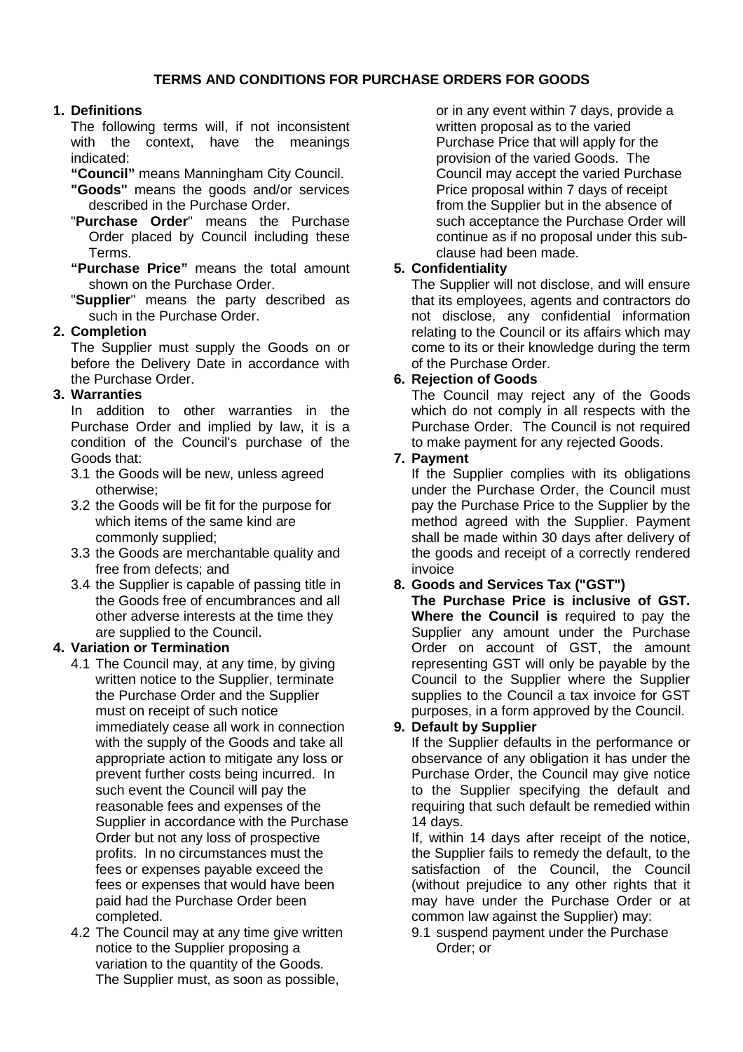# TERMS AND CONDITIONS FOR PURCHASE ORDERS FOR GOODS

**1. Definitions**

The following terms will, if not inconsistent with the context, have the meanings indicated:

**"Council"** means Manningham City Council.

**"Goods"** means the goods and/or services described in the Purchase Order.

"**Purchase Order**" means the Purchase Order placed by Council including these Terms.

**"Purchase Price"** means the total amount shown on the Purchase Order.

"**Supplier**" means the party described as such in the Purchase Order.

**2. Completion**

The Supplier must supply the Goods on or before the Delivery Date in accordance with the Purchase Order.

**3. Warranties**

In addition to other warranties in the Purchase Order and implied by law, it is a condition of the Council's purchase of the Goods that:

3.1 the Goods will be new, unless agreed otherwise;

3.2 the Goods will be fit for the purpose for which items of the same kind are commonly supplied;

3.3 the Goods are merchantable quality and free from defects; and

3.4 the Supplier is capable of passing title in the Goods free of encumbrances and all other adverse interests at the time they are supplied to the Council.

**4. Variation or Termination**

4.1 The Council may, at any time, by giving written notice to the Supplier, terminate the Purchase Order and the Supplier must on receipt of such notice immediately cease all work in connection with the supply of the Goods and take all appropriate action to mitigate any loss or prevent further costs being incurred. In such event the Council will pay the reasonable fees and expenses of the Supplier in accordance with the Purchase Order but not any loss of prospective profits. In no circumstances must the fees or expenses payable exceed the fees or expenses that would have been paid had the Purchase Order been completed.

4.2 The Council may at any time give written notice to the Supplier proposing a variation to the quantity of the Goods. The Supplier must, as soon as possible, or in any event within 7 days, provide a written proposal as to the varied Purchase Price that will apply for the provision of the varied Goods. The Council may accept the varied Purchase Price proposal within 7 days of receipt from the Supplier but in the absence of such acceptance the Purchase Order will continue as if no proposal under this sub-clause had been made.

**5. Confidentiality**

The Supplier will not disclose, and will ensure that its employees, agents and contractors do not disclose, any confidential information relating to the Council or its affairs which may come to its or their knowledge during the term of the Purchase Order.

**6. Rejection of Goods**

The Council may reject any of the Goods which do not comply in all respects with the Purchase Order. The Council is not required to make payment for any rejected Goods.

**7. Payment**

If the Supplier complies with its obligations under the Purchase Order, the Council must pay the Purchase Price to the Supplier by the method agreed with the Supplier. Payment shall be made within 30 days after delivery of the goods and receipt of a correctly rendered invoice

**8. Goods and Services Tax ("GST")**

**The Purchase Price is inclusive of GST. Where the Council is** required to pay the Supplier any amount under the Purchase Order on account of GST, the amount representing GST will only be payable by the Council to the Supplier where the Supplier supplies to the Council a tax invoice for GST purposes, in a form approved by the Council.

**9. Default by Supplier**

If the Supplier defaults in the performance or observance of any obligation it has under the Purchase Order, the Council may give notice to the Supplier specifying the default and requiring that such default be remedied within 14 days.

If, within 14 days after receipt of the notice, the Supplier fails to remedy the default, to the satisfaction of the Council, the Council (without prejudice to any other rights that it may have under the Purchase Order or at common law against the Supplier) may:

9.1 suspend payment under the Purchase Order; or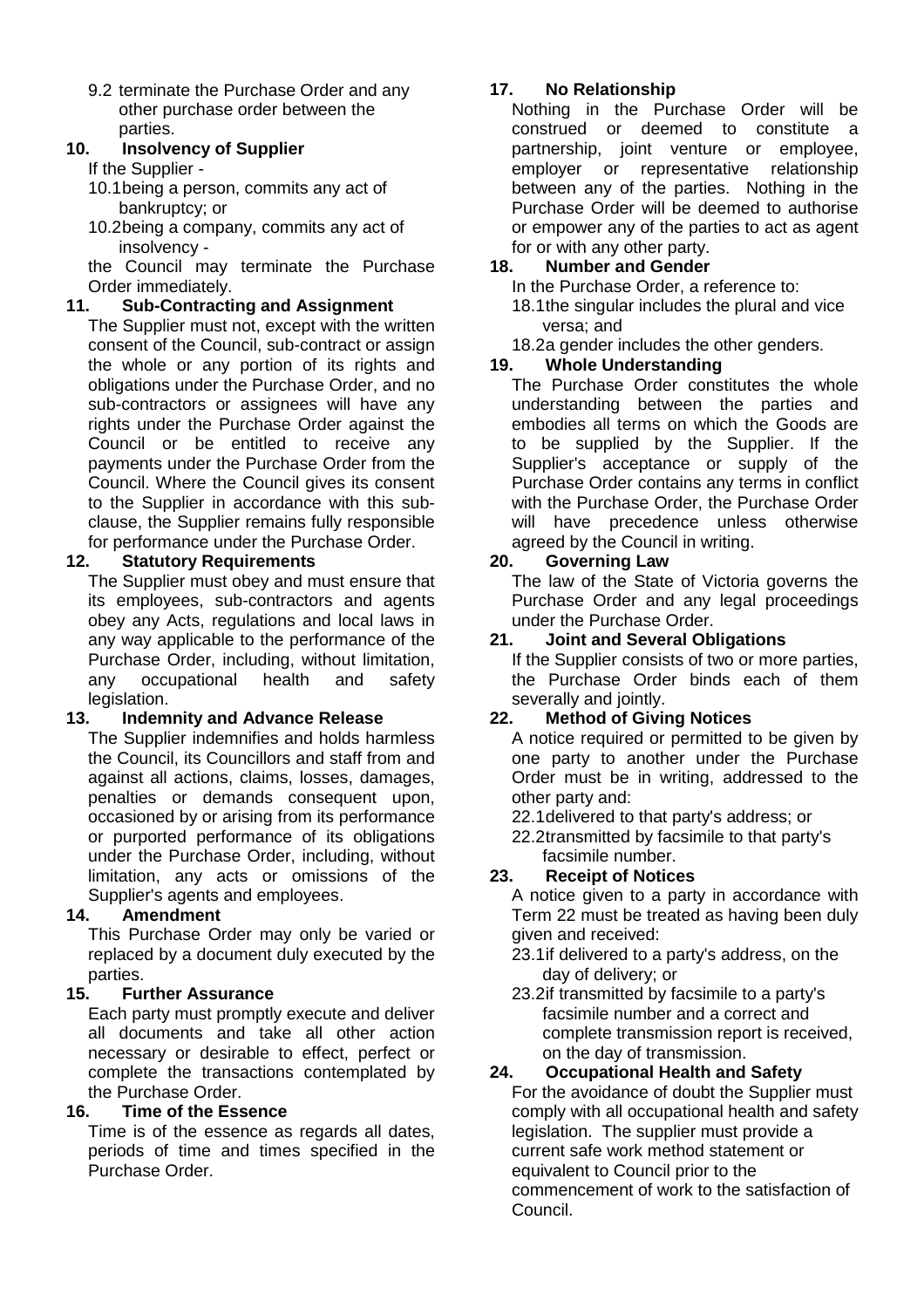9.2 terminate the Purchase Order and any other purchase order between the parties.

**10. Insolvency of Supplier**

If the Supplier -

10.1 being a person, commits any act of bankruptcy; or

10.2 being a company, commits any act of insolvency -

the Council may terminate the Purchase Order immediately.

**11. Sub-Contracting and Assignment**

The Supplier must not, except with the written consent of the Council, sub-contract or assign the whole or any portion of its rights and obligations under the Purchase Order, and no sub-contractors or assignees will have any rights under the Purchase Order against the Council or be entitled to receive any payments under the Purchase Order from the Council. Where the Council gives its consent to the Supplier in accordance with this sub-clause, the Supplier remains fully responsible for performance under the Purchase Order.

**12. Statutory Requirements**

The Supplier must obey and must ensure that its employees, sub-contractors and agents obey any Acts, regulations and local laws in any way applicable to the performance of the Purchase Order, including, without limitation, any occupational health and safety legislation.

**13. Indemnity and Advance Release**

The Supplier indemnifies and holds harmless the Council, its Councillors and staff from and against all actions, claims, losses, damages, penalties or demands consequent upon, occasioned by or arising from its performance or purported performance of its obligations under the Purchase Order, including, without limitation, any acts or omissions of the Supplier's agents and employees.

**14. Amendment**

This Purchase Order may only be varied or replaced by a document duly executed by the parties.

**15. Further Assurance**

Each party must promptly execute and deliver all documents and take all other action necessary or desirable to effect, perfect or complete the transactions contemplated by the Purchase Order.

**16. Time of the Essence**

Time is of the essence as regards all dates, periods of time and times specified in the Purchase Order.

**17. No Relationship**

Nothing in the Purchase Order will be construed or deemed to constitute a partnership, joint venture or employee, employer or representative relationship between any of the parties. Nothing in the Purchase Order will be deemed to authorise or empower any of the parties to act as agent for or with any other party.

**18. Number and Gender**

In the Purchase Order, a reference to:

18.1 the singular includes the plural and vice versa; and

18.2 a gender includes the other genders.

**19. Whole Understanding**

The Purchase Order constitutes the whole understanding between the parties and embodies all terms on which the Goods are to be supplied by the Supplier. If the Supplier's acceptance or supply of the Purchase Order contains any terms in conflict with the Purchase Order, the Purchase Order will have precedence unless otherwise agreed by the Council in writing.

**20. Governing Law**

The law of the State of Victoria governs the Purchase Order and any legal proceedings under the Purchase Order.

**21. Joint and Several Obligations**

If the Supplier consists of two or more parties, the Purchase Order binds each of them severally and jointly.

**22. Method of Giving Notices**

A notice required or permitted to be given by one party to another under the Purchase Order must be in writing, addressed to the other party and:

22.1 delivered to that party's address; or

22.2 transmitted by facsimile to that party's facsimile number.

**23. Receipt of Notices**

A notice given to a party in accordance with Term 22 must be treated as having been duly given and received:

23.1 if delivered to a party's address, on the day of delivery; or

23.2 if transmitted by facsimile to a party's facsimile number and a correct and complete transmission report is received, on the day of transmission.

**24. Occupational Health and Safety**

For the avoidance of doubt the Supplier must comply with all occupational health and safety legislation. The supplier must provide a current safe work method statement or equivalent to Council prior to the commencement of work to the satisfaction of Council.